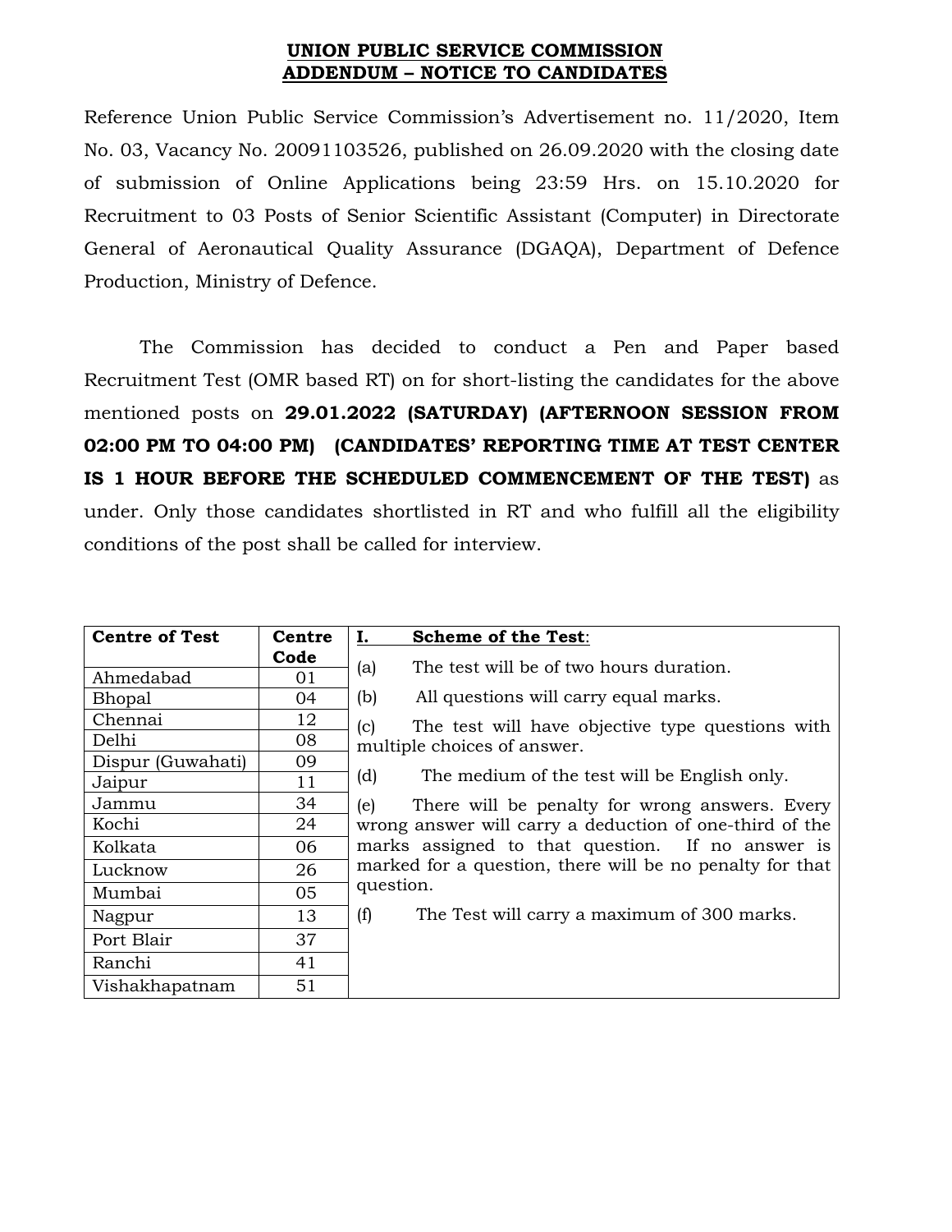**UNION PUBLIC SERVICE COMMISSION**
**ADDENDUM – NOTICE TO CANDIDATES**

Reference Union Public Service Commission's Advertisement no. 11/2020, Item No. 03, Vacancy No. 20091103526, published on 26.09.2020 with the closing date of submission of Online Applications being 23:59 Hrs. on 15.10.2020 for Recruitment to 03 Posts of Senior Scientific Assistant (Computer) in Directorate General of Aeronautical Quality Assurance (DGAQA), Department of Defence Production, Ministry of Defence.

The Commission has decided to conduct a Pen and Paper based Recruitment Test (OMR based RT) on for short-listing the candidates for the above mentioned posts on **29.01.2022 (SATURDAY) (AFTERNOON SESSION FROM 02:00 PM TO 04:00 PM) (CANDIDATES' REPORTING TIME AT TEST CENTER IS 1 HOUR BEFORE THE SCHEDULED COMMENCEMENT OF THE TEST)** as under. Only those candidates shortlisted in RT and who fulfill all the eligibility conditions of the post shall be called for interview.

| Centre of Test | Centre Code |
|---|---|
| Ahmedabad | 01 |
| Bhopal | 04 |
| Chennai | 12 |
| Delhi | 08 |
| Dispur (Guwahati) | 09 |
| Jaipur | 11 |
| Jammu | 34 |
| Kochi | 24 |
| Kolkata | 06 |
| Lucknow | 26 |
| Mumbai | 05 |
| Nagpur | 13 |
| Port Blair | 37 |
| Ranchi | 41 |
| Vishakhapatnam | 51 |

**I. Scheme of the Test**:

(a) The test will be of two hours duration.

(b) All questions will carry equal marks.

(c) The test will have objective type questions with multiple choices of answer.

(d) The medium of the test will be English only.

(e) There will be penalty for wrong answers. Every wrong answer will carry a deduction of one-third of the marks assigned to that question. If no answer is marked for a question, there will be no penalty for that question.

(f) The Test will carry a maximum of 300 marks.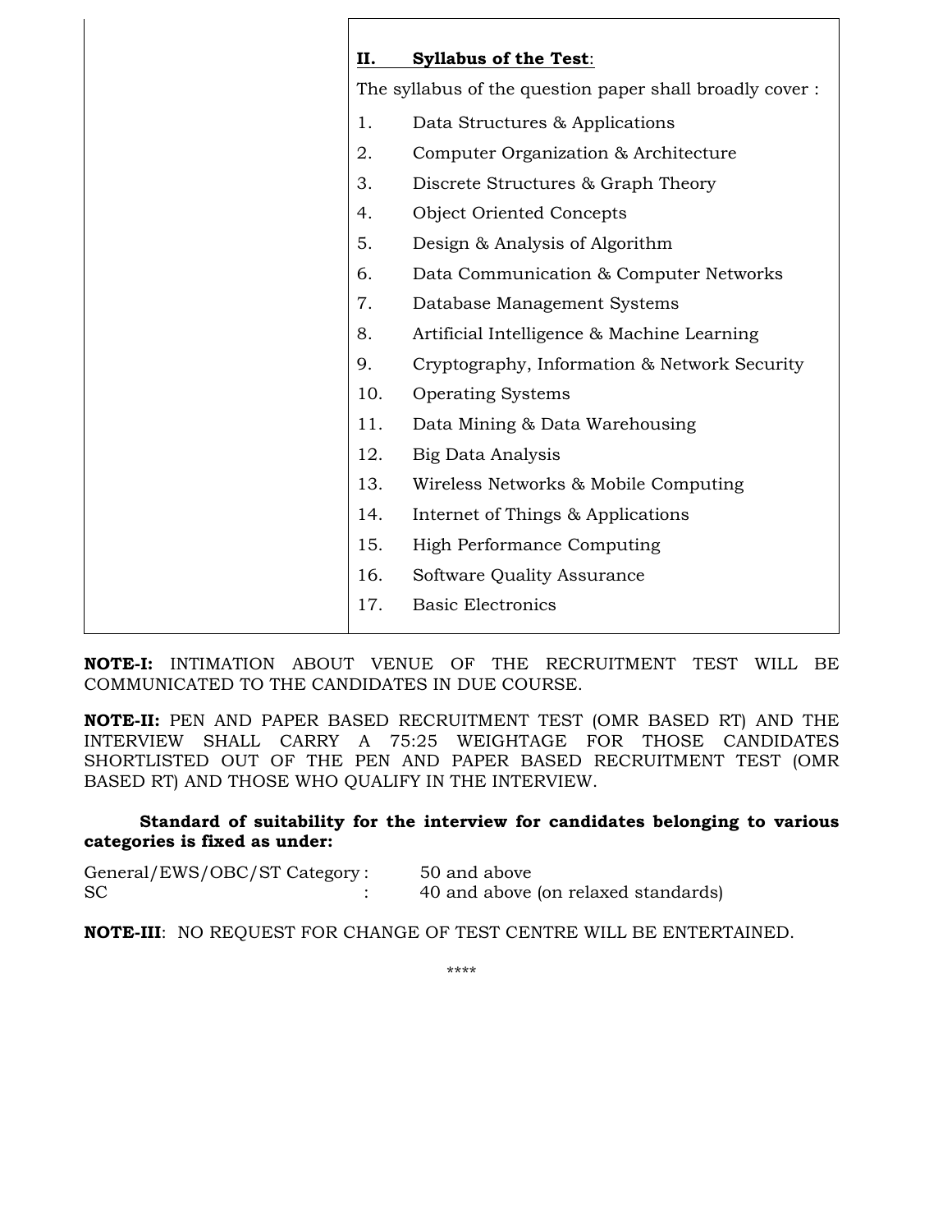**II. Syllabus of the Test**:

The syllabus of the question paper shall broadly cover :

1. Data Structures & Applications
2. Computer Organization & Architecture
3. Discrete Structures & Graph Theory
4. Object Oriented Concepts
5. Design & Analysis of Algorithm
6. Data Communication & Computer Networks
7. Database Management Systems
8. Artificial Intelligence & Machine Learning
9. Cryptography, Information & Network Security
10. Operating Systems
11. Data Mining & Data Warehousing
12. Big Data Analysis
13. Wireless Networks & Mobile Computing
14. Internet of Things & Applications
15. High Performance Computing
16. Software Quality Assurance
17. Basic Electronics

**NOTE-I:** INTIMATION ABOUT VENUE OF THE RECRUITMENT TEST WILL BE COMMUNICATED TO THE CANDIDATES IN DUE COURSE.

**NOTE-II:** PEN AND PAPER BASED RECRUITMENT TEST (OMR BASED RT) AND THE INTERVIEW SHALL CARRY A 75:25 WEIGHTAGE FOR THOSE CANDIDATES SHORTLISTED OUT OF THE PEN AND PAPER BASED RECRUITMENT TEST (OMR BASED RT) AND THOSE WHO QUALIFY IN THE INTERVIEW.

**Standard of suitability for the interview for candidates belonging to various categories is fixed as under:**

General/EWS/OBC/ST Category : 50 and above
SC : 40 and above (on relaxed standards)

**NOTE-III**: NO REQUEST FOR CHANGE OF TEST CENTRE WILL BE ENTERTAINED.

****